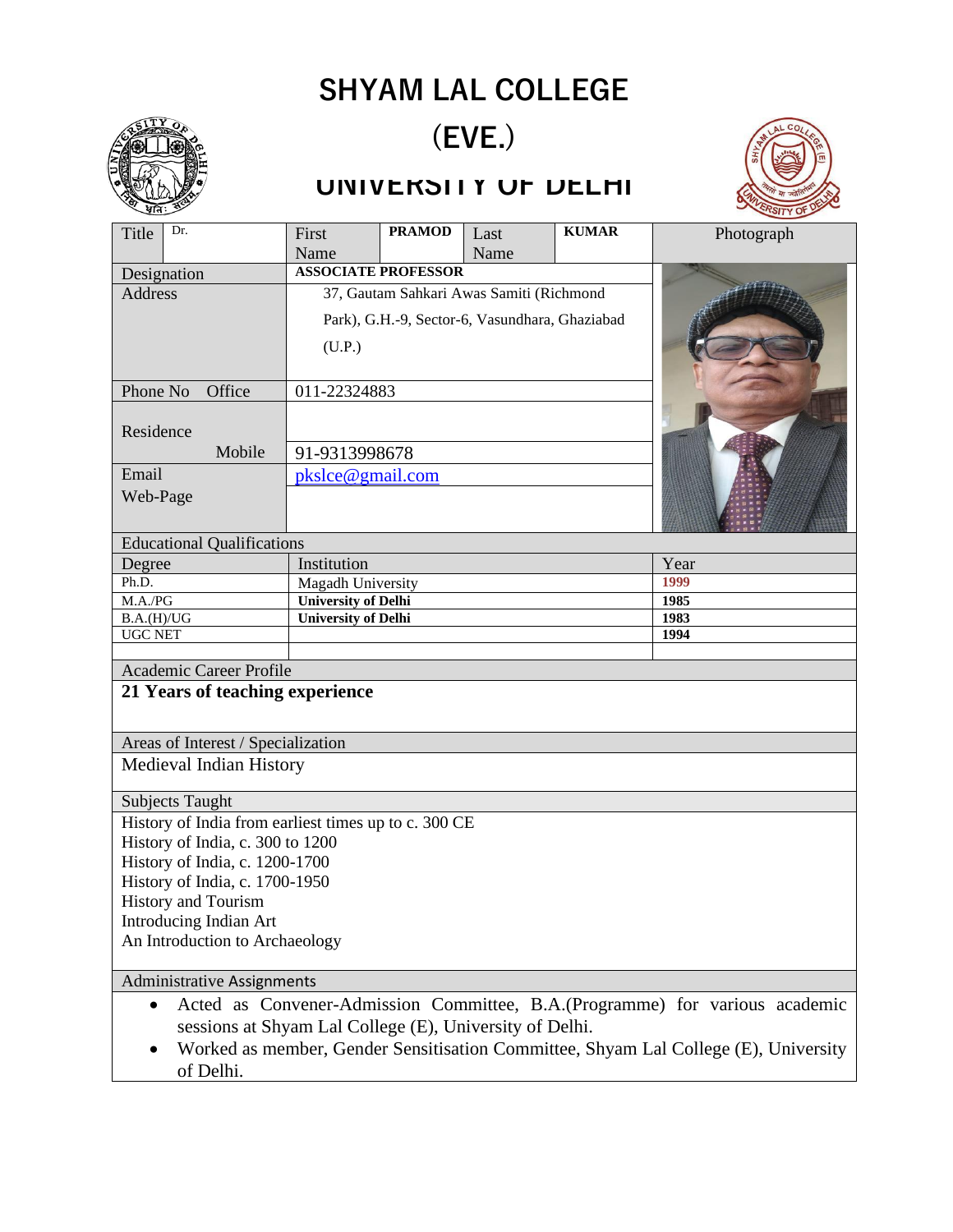# SHYAM LAL COLLEGE (EVE.)

## UNIVERSITY OF DELHI

| Title | Dr. | First Name | PRAMOD | Last Name | KUMAR | Photograph |
|---|---|---|---|---|---|---|
| Designation | | ASSOCIATE PROFESSOR | | | | |
| Address | | 37, Gautam Sahkari Awas Samiti (Richmond Park), G.H.-9, Sector-6, Vasundhara, Ghaziabad (U.P.) | | | | |
| Phone No Office | | 011-22324883 | | | | |
| Residence | | | | | | |
| Mobile | | 91-9313998678 | | | | |
| Email | | pkslce@gmail.com | | | | |
| Web-Page | | | | | | |

**Educational Qualifications**

| Degree | Institution | Year |
|---|---|---|
| Ph.D. | Magadh University | 1999 |
| M.A./PG | University of Delhi | 1985 |
| B.A.(H)/UG | University of Delhi | 1983 |
| UGC NET | | 1994 |
| | | |

**Academic Career Profile**

**21 Years of teaching experience**

**Areas of Interest / Specialization**

Medieval Indian History

**Subjects Taught**

History of India from earliest times up to c. 300 CE
History of India, c. 300 to 1200
History of India, c. 1200-1700
History of India, c. 1700-1950
History and Tourism
Introducing Indian Art
An Introduction to Archaeology

**Administrative Assignments**

- Acted as Convener-Admission Committee, B.A.(Programme) for various academic sessions at Shyam Lal College (E), University of Delhi.
- Worked as member, Gender Sensitisation Committee, Shyam Lal College (E), University of Delhi.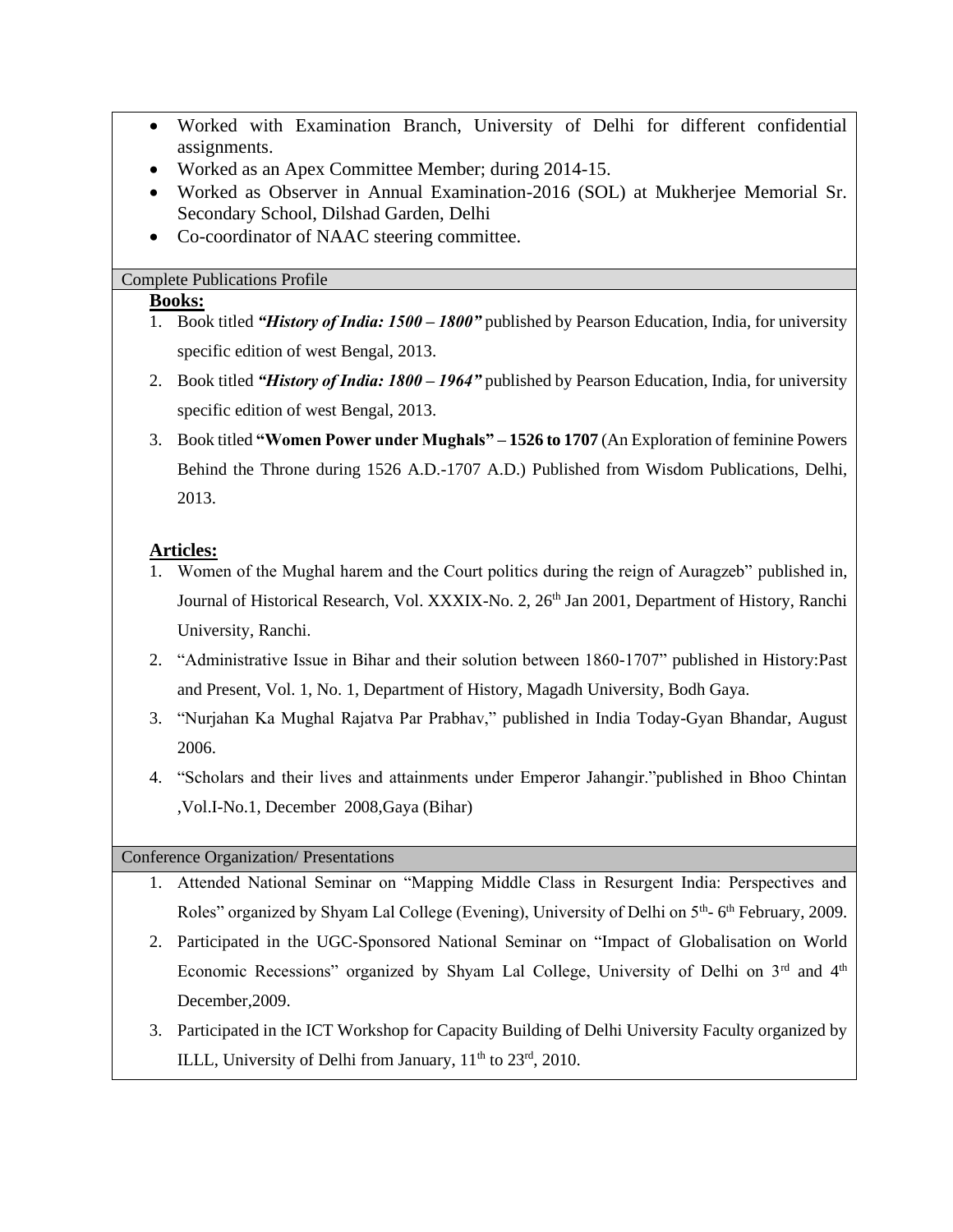- Worked with Examination Branch, University of Delhi for different confidential assignments.
- Worked as an Apex Committee Member; during 2014-15.
- Worked as Observer in Annual Examination-2016 (SOL) at Mukherjee Memorial Sr. Secondary School, Dilshad Garden, Delhi
- Co-coordinator of NAAC steering committee.

## Complete Publications Profile

### Books:

1. Book titled ***"History of India: 1500 – 1800"*** published by Pearson Education, India, for university specific edition of west Bengal, 2013.
2. Book titled ***"History of India: 1800 – 1964"*** published by Pearson Education, India, for university specific edition of west Bengal, 2013.
3. Book titled **"Women Power under Mughals" – 1526 to 1707** (An Exploration of feminine Powers Behind the Throne during 1526 A.D.-1707 A.D.) Published from Wisdom Publications, Delhi, 2013.

### Articles:

1. Women of the Mughal harem and the Court politics during the reign of Auragzeb" published in, Journal of Historical Research, Vol. XXXIX-No. 2, 26th Jan 2001, Department of History, Ranchi University, Ranchi.
2. "Administrative Issue in Bihar and their solution between 1860-1707" published in History:Past and Present, Vol. 1, No. 1, Department of History, Magadh University, Bodh Gaya.
3. "Nurjahan Ka Mughal Rajatva Par Prabhav," published in India Today-Gyan Bhandar, August 2006.
4. "Scholars and their lives and attainments under Emperor Jahangir."published in Bhoo Chintan ,Vol.I-No.1, December 2008,Gaya (Bihar)

## Conference Organization/ Presentations

1. Attended National Seminar on "Mapping Middle Class in Resurgent India: Perspectives and Roles" organized by Shyam Lal College (Evening), University of Delhi on 5th- 6th February, 2009.
2. Participated in the UGC-Sponsored National Seminar on "Impact of Globalisation on World Economic Recessions" organized by Shyam Lal College, University of Delhi on 3rd and 4th December,2009.
3. Participated in the ICT Workshop for Capacity Building of Delhi University Faculty organized by ILLL, University of Delhi from January, 11th to 23rd, 2010.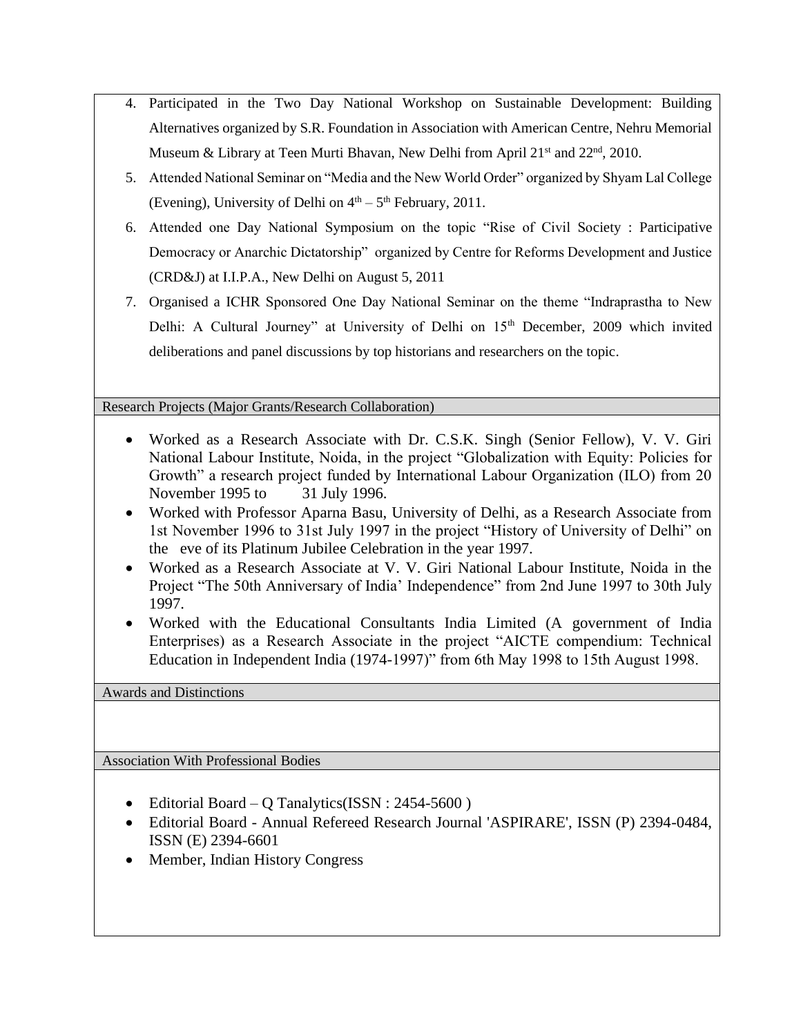4. Participated in the Two Day National Workshop on Sustainable Development: Building Alternatives organized by S.R. Foundation in Association with American Centre, Nehru Memorial Museum & Library at Teen Murti Bhavan, New Delhi from April 21st and 22nd, 2010.
5. Attended National Seminar on "Media and the New World Order" organized by Shyam Lal College (Evening), University of Delhi on 4th – 5th February, 2011.
6. Attended one Day National Symposium on the topic "Rise of Civil Society : Participative Democracy or Anarchic Dictatorship" organized by Centre for Reforms Development and Justice (CRD&J) at I.I.P.A., New Delhi on August 5, 2011
7. Organised a ICHR Sponsored One Day National Seminar on the theme "Indraprastha to New Delhi: A Cultural Journey" at University of Delhi on 15th December, 2009 which invited deliberations and panel discussions by top historians and researchers on the topic.

## Research Projects (Major Grants/Research Collaboration)

- Worked as a Research Associate with Dr. C.S.K. Singh (Senior Fellow), V. V. Giri National Labour Institute, Noida, in the project "Globalization with Equity: Policies for Growth" a research project funded by International Labour Organization (ILO) from 20 November 1995 to 31 July 1996.
- Worked with Professor Aparna Basu, University of Delhi, as a Research Associate from 1st November 1996 to 31st July 1997 in the project "History of University of Delhi" on the eve of its Platinum Jubilee Celebration in the year 1997.
- Worked as a Research Associate at V. V. Giri National Labour Institute, Noida in the Project "The 50th Anniversary of India' Independence" from 2nd June 1997 to 30th July 1997.
- Worked with the Educational Consultants India Limited (A government of India Enterprises) as a Research Associate in the project "AICTE compendium: Technical Education in Independent India (1974-1997)" from 6th May 1998 to 15th August 1998.

## Awards and Distinctions

## Association With Professional Bodies

- Editorial Board – Q Tanalytics(ISSN : 2454-5600 )
- Editorial Board - Annual Refereed Research Journal 'ASPIRARE', ISSN (P) 2394-0484, ISSN (E) 2394-6601
- Member, Indian History Congress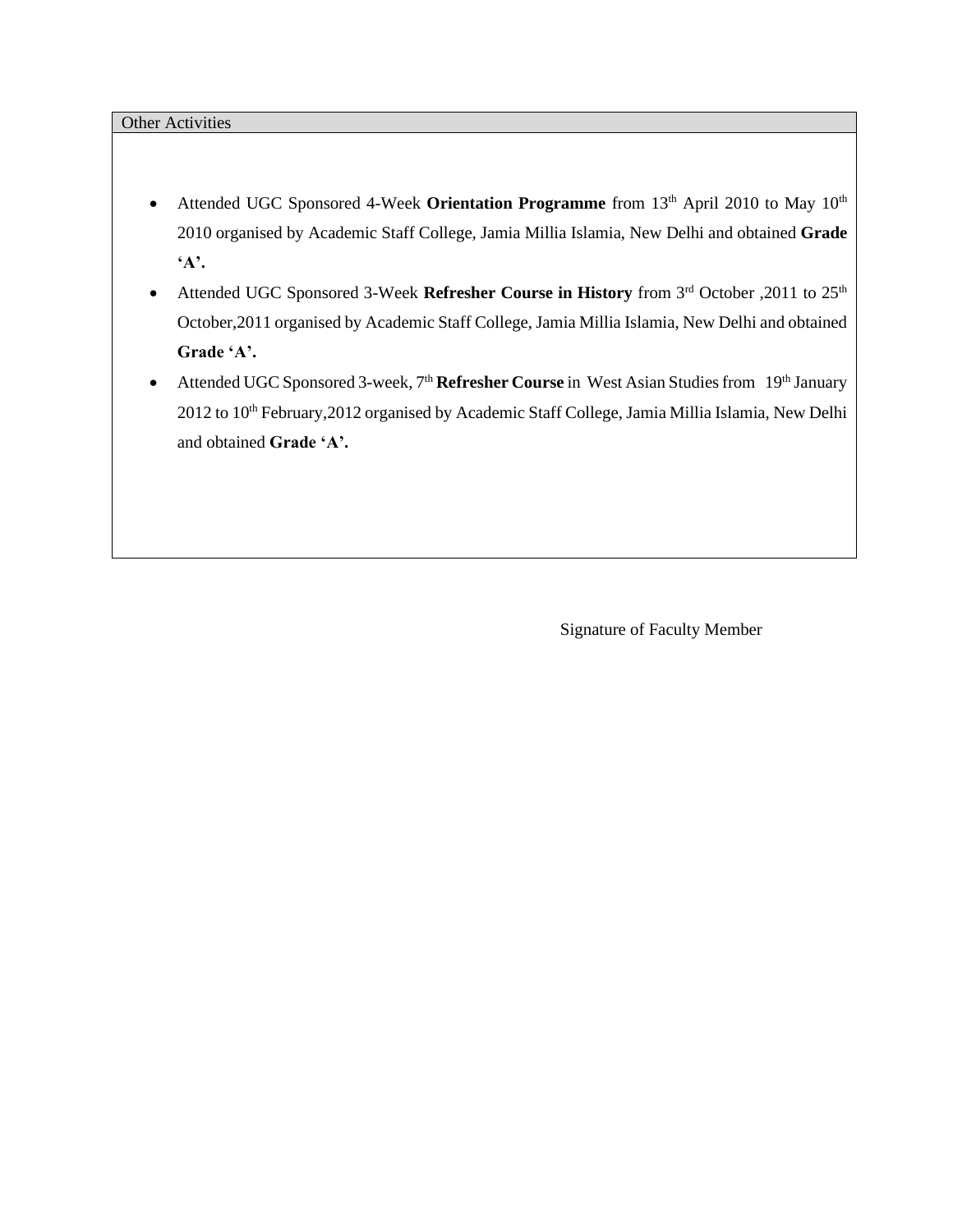## Other Activities

- Attended UGC Sponsored 4-Week **Orientation Programme** from 13th April 2010 to May 10th 2010 organised by Academic Staff College, Jamia Millia Islamia, New Delhi and obtained **Grade 'A'.**
- Attended UGC Sponsored 3-Week **Refresher Course in History** from 3rd October ,2011 to 25th October,2011 organised by Academic Staff College, Jamia Millia Islamia, New Delhi and obtained **Grade 'A'.**
- Attended UGC Sponsored 3-week, 7th **Refresher Course** in West Asian Studies from 19th January 2012 to 10th February,2012 organised by Academic Staff College, Jamia Millia Islamia, New Delhi and obtained **Grade 'A'.**

Signature of Faculty Member